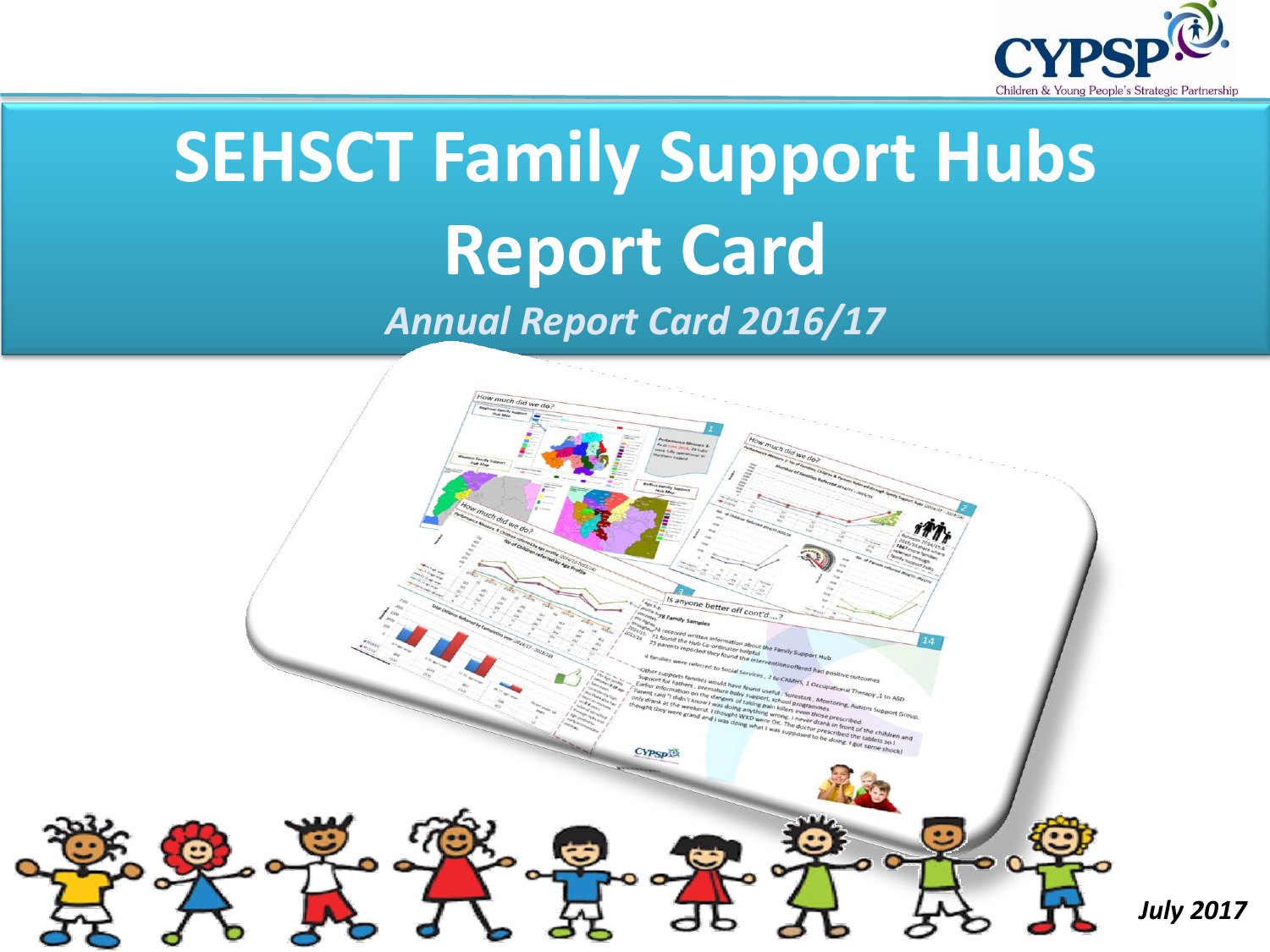# SEHSCT Family Support Hubs Report Card

*Annual Report Card 2016/17*

***July 2017***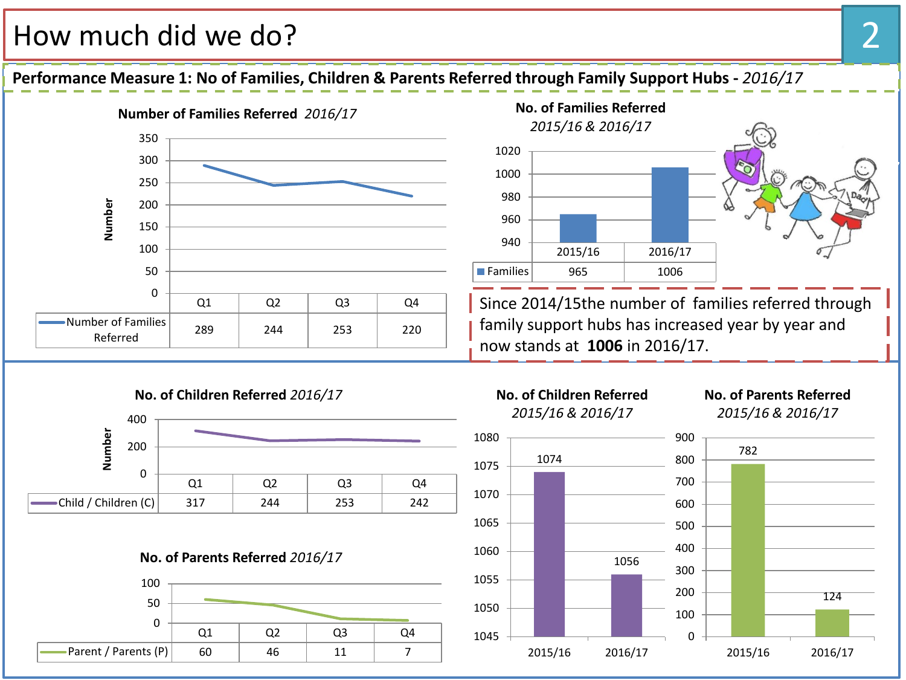# How much did we do?

## Performance Measure 1: No of Families, Children & Parents Referred through Family Support Hubs - *2016/17*

### Number of Families Referred *2016/17*

| | Q1 | Q2 | Q3 | Q4 |
|---|---|---|---|---|
| Number of Families Referred | 289 | 244 | 253 | 220 |

### No. of Families Referred *2015/16 & 2016/17*

| | 2015/16 | 2016/17 |
|---|---|---|
| Families | 965 | 1006 |

Since 2014/15the number of families referred through family support hubs has increased year by year and now stands at **1006** in 2016/17.

### No. of Children Referred *2016/17*

| | Q1 | Q2 | Q3 | Q4 |
|---|---|---|---|---|
| Child / Children (C) | 317 | 244 | 253 | 242 |

### No. of Parents Referred *2016/17*

| | Q1 | Q2 | Q3 | Q4 |
|---|---|---|---|---|
| Parent / Parents (P) | 60 | 46 | 11 | 7 |

### No. of Children Referred *2015/16 & 2016/17*

| 2015/16 | 2016/17 |
|---|---|
| 1074 | 1056 |

### No. of Parents Referred *2015/16 & 2016/17*

| 2015/16 | 2016/17 |
|---|---|
| 782 | 124 |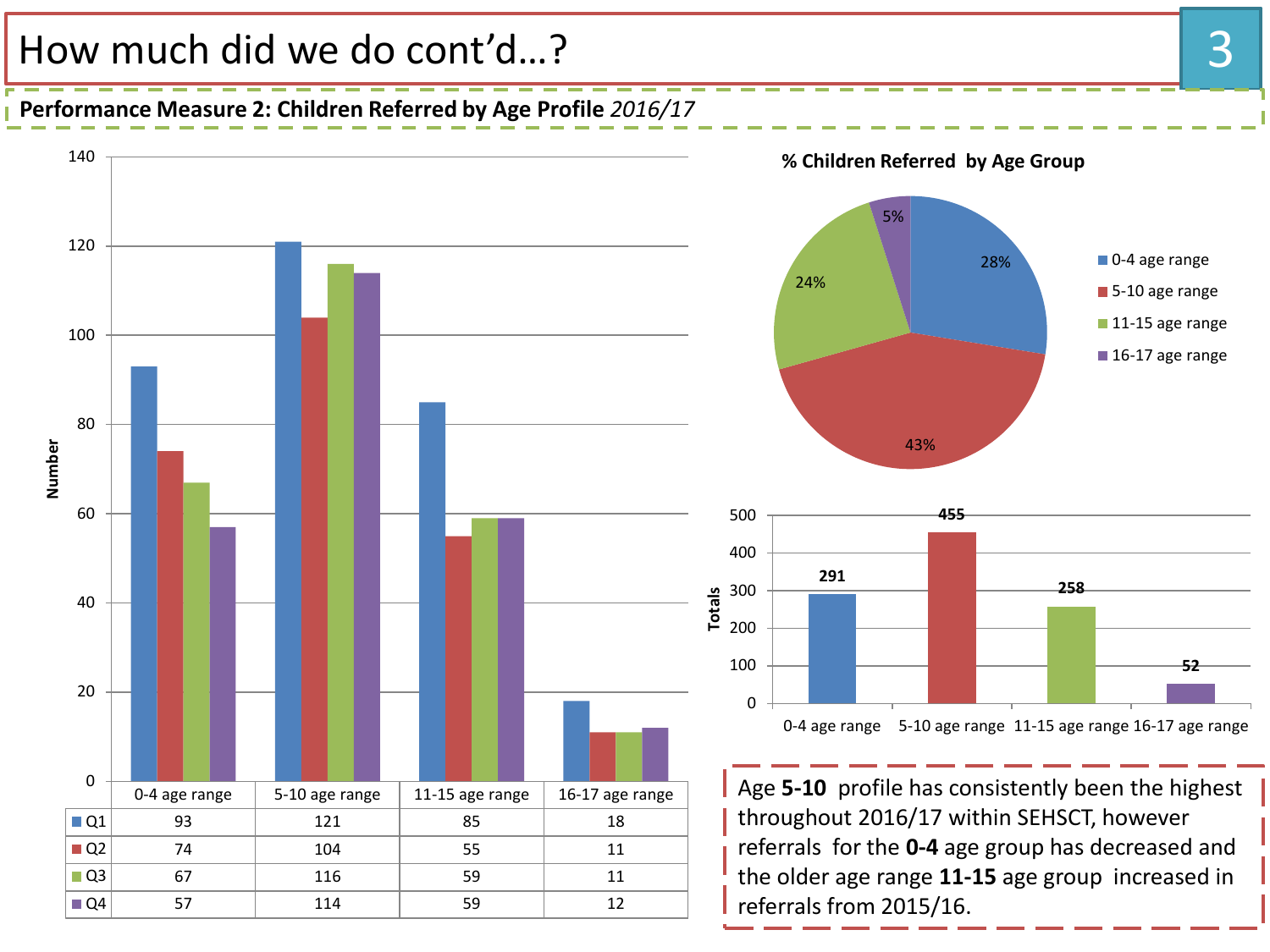# How much did we do cont'd…?

**Performance Measure 2: Children Referred by Age Profile** *2016/17*

| | 0-4 age range | 5-10 age range | 11-15 age range | 16-17 age range |
|---|---|---|---|---|
| Q1 | 93 | 121 | 85 | 18 |
| Q2 | 74 | 104 | 55 | 11 |
| Q3 | 67 | 116 | 59 | 11 |
| Q4 | 57 | 114 | 59 | 12 |

**% Children Referred by Age Group**

| Age group | % | Totals |
|---|---|---|
| 0-4 age range | 28% | 291 |
| 5-10 age range | 43% | 455 |
| 11-15 age range | 24% | 258 |
| 16-17 age range | 5% | 52 |

Age **5-10** profile has consistently been the highest throughout 2016/17 within SEHSCT, however referrals for the **0-4** age group has decreased and the older age range **11-15** age group increased in referrals from 2015/16.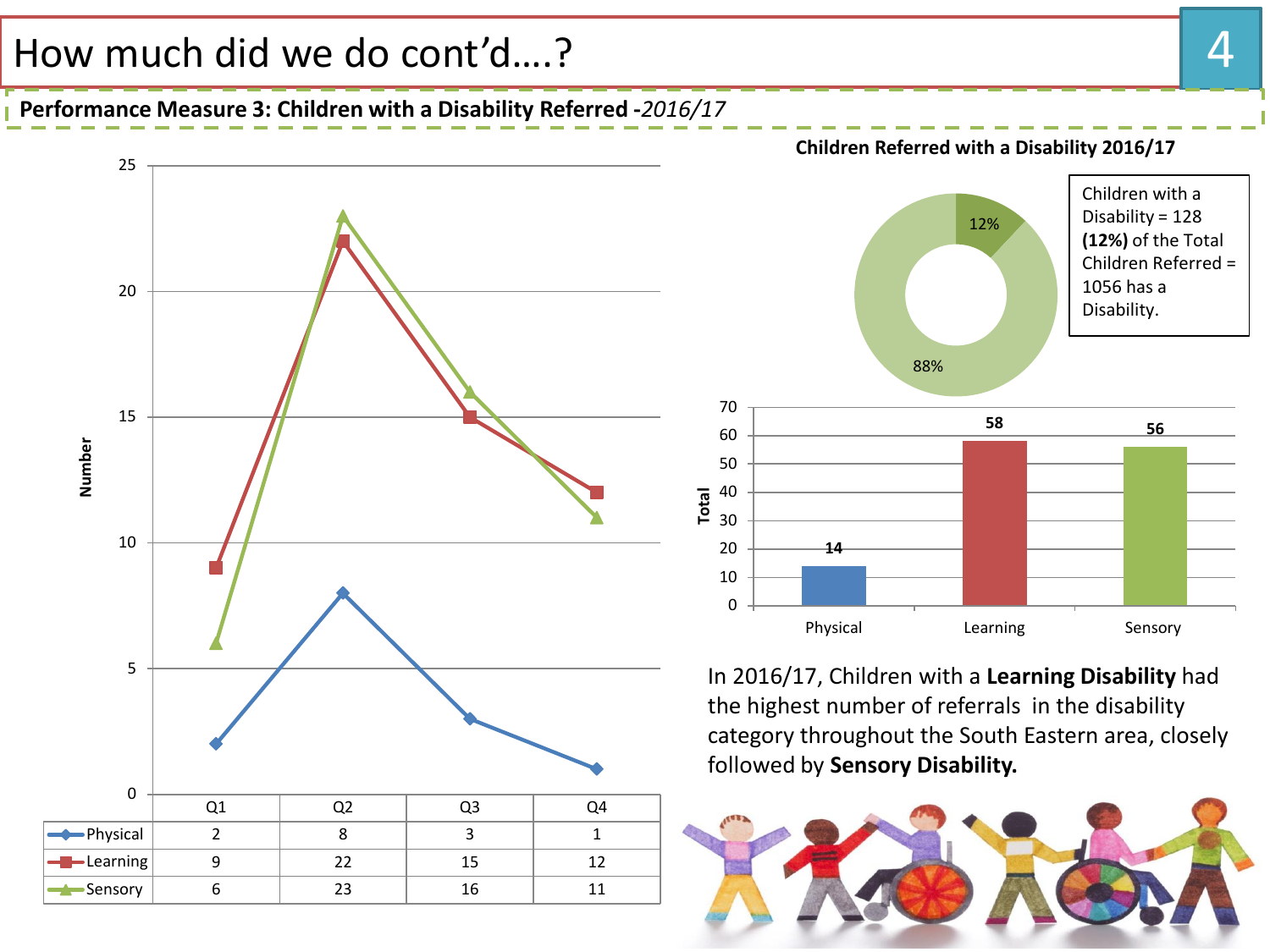# How much did we do cont'd….?

**Performance Measure 3: Children with a Disability Referred -*2016/17***

| | Q1 | Q2 | Q3 | Q4 |
|---|---|---|---|---|
| Physical | 2 | 8 | 3 | 1 |
| Learning | 9 | 22 | 15 | 12 |
| Sensory | 6 | 23 | 16 | 11 |

**Children Referred with a Disability 2016/17**

12% / 88%

Children with a Disability = 128 **(12%)** of the Total Children Referred = 1056 has a Disability.

| Physical | Learning | Sensory |
|---|---|---|
| 14 | 58 | 56 |

In 2016/17, Children with a **Learning Disability** had the highest number of referrals in the disability category throughout the South Eastern area, closely followed by **Sensory Disability.**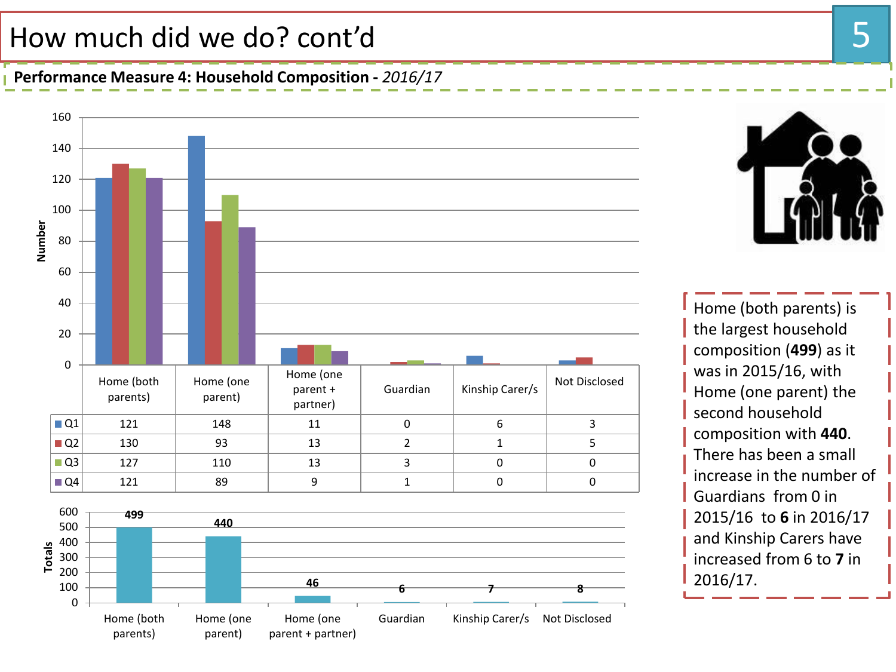# How much did we do? cont'd

**Performance Measure 4: Household Composition -** *2016/17*

| | Home (both parents) | Home (one parent) | Home (one parent + partner) | Guardian | Kinship Carer/s | Not Disclosed |
|---|---|---|---|---|---|---|
| Q1 | 121 | 148 | 11 | 0 | 6 | 3 |
| Q2 | 130 | 93 | 13 | 2 | 1 | 5 |
| Q3 | 127 | 110 | 13 | 3 | 0 | 0 |
| Q4 | 121 | 89 | 9 | 1 | 0 | 0 |

| | Home (both parents) | Home (one parent) | Home (one parent + partner) | Guardian | Kinship Carer/s | Not Disclosed |
|---|---|---|---|---|---|---|
| Totals | 499 | 440 | 46 | 6 | 7 | 8 |

Home (both parents) is the largest household composition (**499**) as it was in 2015/16, with Home (one parent) the second household composition with **440**. There has been a small increase in the number of Guardians from 0 in 2015/16 to **6** in 2016/17 and Kinship Carers have increased from 6 to **7** in 2016/17.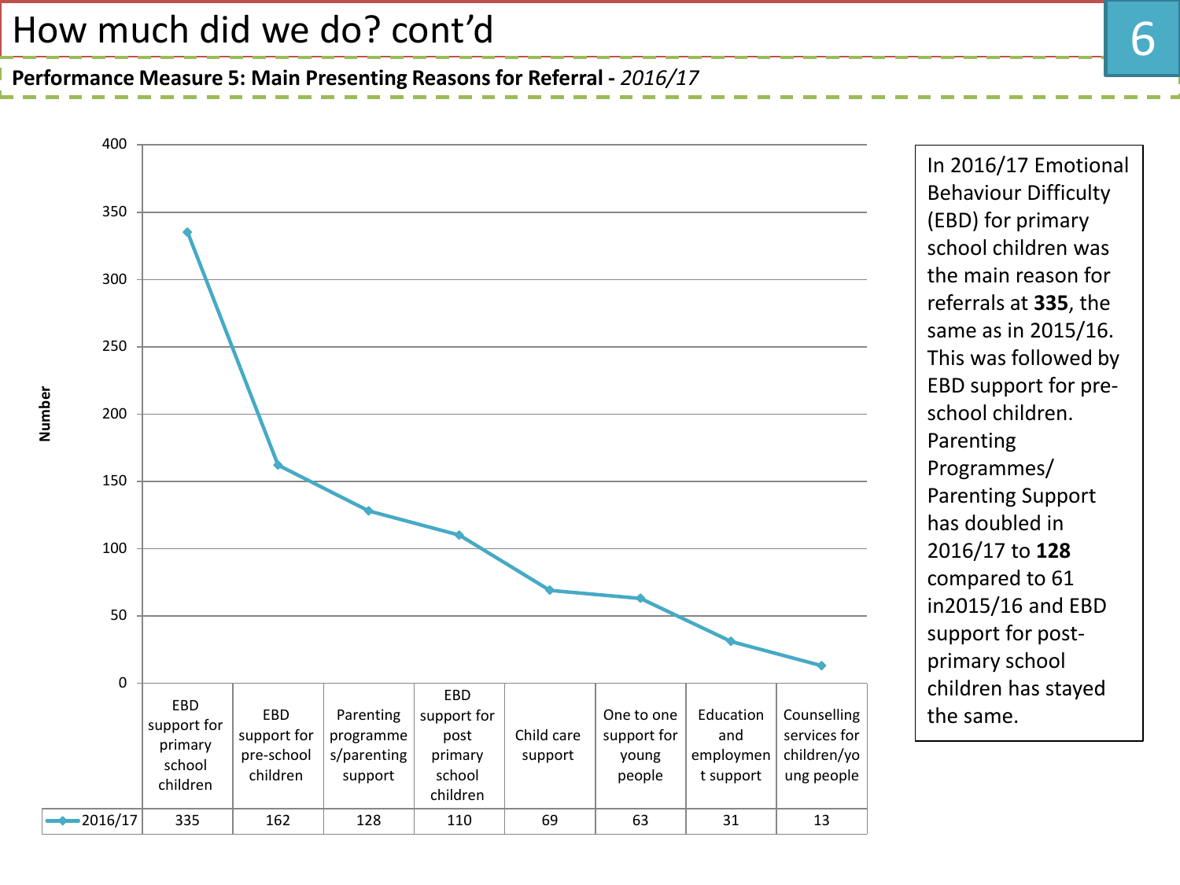# How much did we do? cont'd

**Performance Measure 5: Main Presenting Reasons for Referral -** *2016/17*

| | EBD support for primary school children | EBD support for pre-school children | Parenting programmes/parenting support | EBD support for post primary school children | Child care support | One to one support for young people | Education and employment support | Counselling services for children/young people |
|---|---|---|---|---|---|---|---|---|
| 2016/17 | 335 | 162 | 128 | 110 | 69 | 63 | 31 | 13 |

In 2016/17 Emotional Behaviour Difficulty (EBD) for primary school children was the main reason for referrals at **335**, the same as in 2015/16. This was followed by EBD support for pre-school children. Parenting Programmes/ Parenting Support has doubled in 2016/17 to **128** compared to 61 in2015/16 and EBD support for post-primary school children has stayed the same.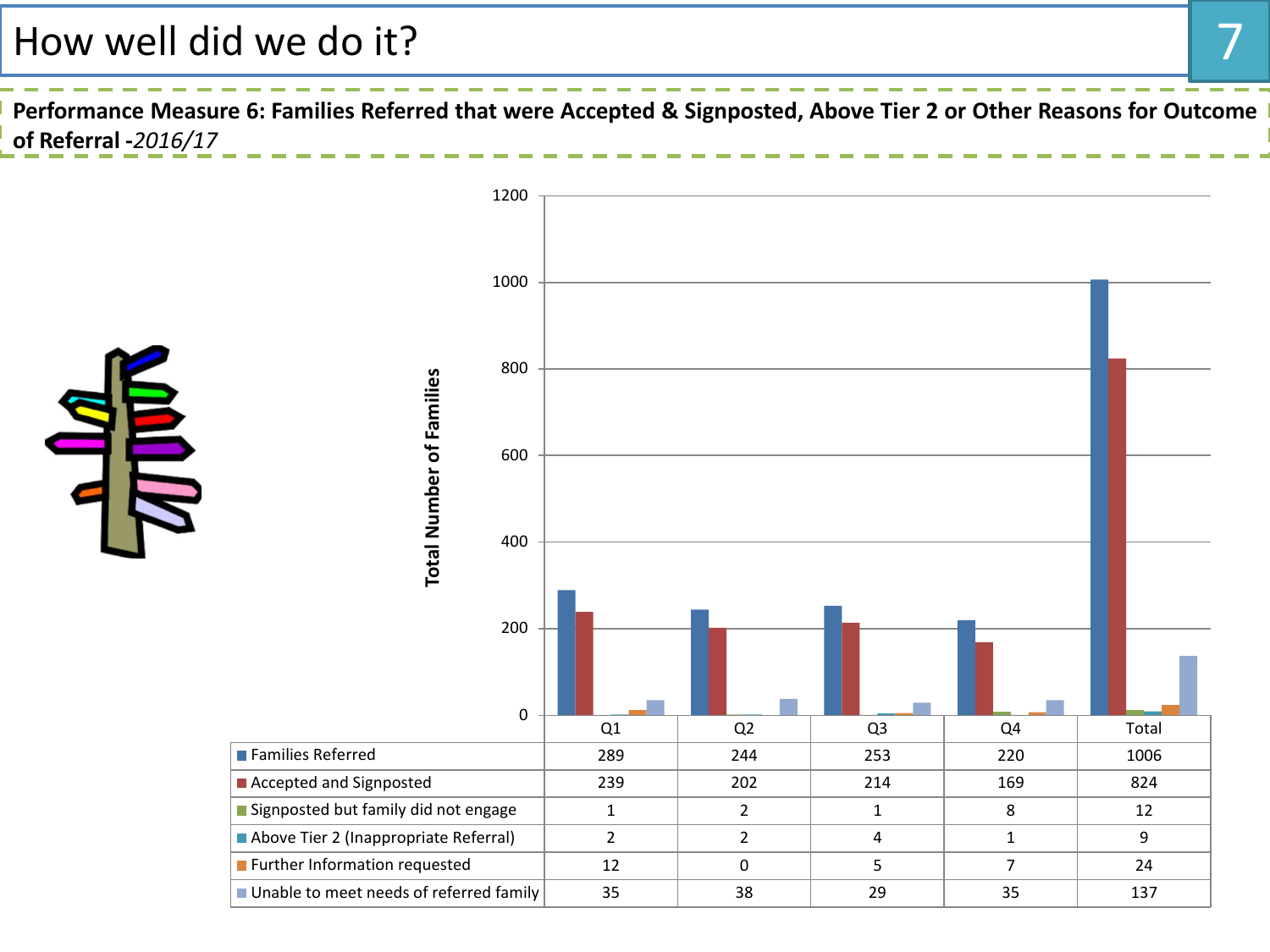# How well did we do it?

**Performance Measure 6: Families Referred that were Accepted & Signposted, Above Tier 2 or Other Reasons for Outcome of Referral -***2016/17*

| | Q1 | Q2 | Q3 | Q4 | Total |
|---|---|---|---|---|---|
| Families Referred | 289 | 244 | 253 | 220 | 1006 |
| Accepted and Signposted | 239 | 202 | 214 | 169 | 824 |
| Signposted but family did not engage | 1 | 2 | 1 | 8 | 12 |
| Above Tier 2 (Inappropriate Referral) | 2 | 2 | 4 | 1 | 9 |
| Further Information requested | 12 | 0 | 5 | 7 | 24 |
| Unable to meet needs of referred family | 35 | 38 | 29 | 35 | 137 |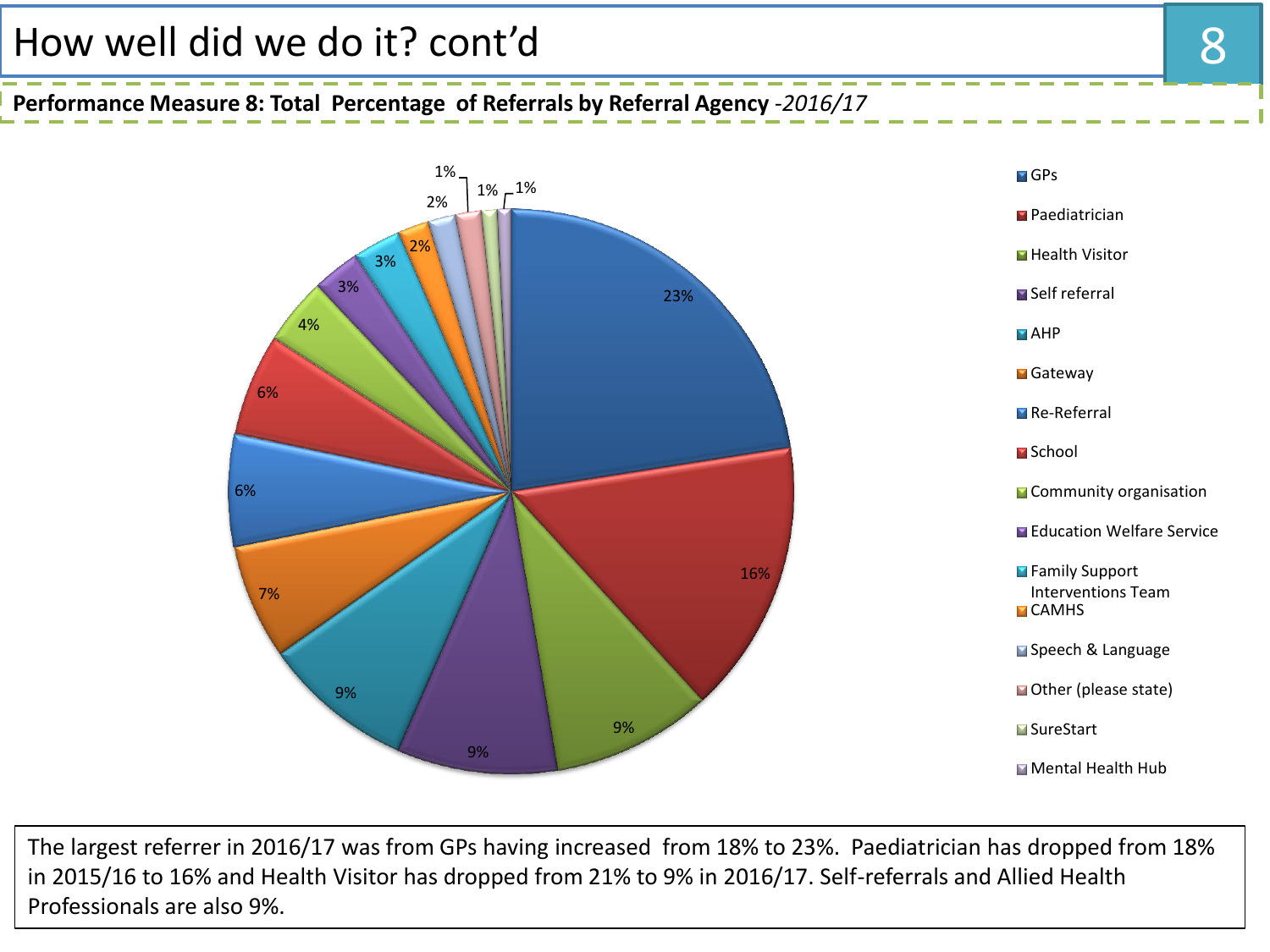# How well did we do it? cont'd

**Performance Measure 8: Total Percentage of Referrals by Referral Agency** *-2016/17*

| Referral Agency | Percentage |
| --- | --- |
| GPs | 23% |
| Paediatrician | 16% |
| Health Visitor | 9% |
| Self referral | 9% |
| AHP | 9% |
| Gateway | 7% |
| Re-Referral | 6% |
| School | 6% |
| Community organisation | 4% |
| Education Welfare Service | 3% |
| Family Support Interventions Team | 3% |
| CAMHS | 2% |
| Speech & Language | 2% |
| Other (please state) | 1% |
| SureStart | 1% |
| Mental Health Hub | 1% |

The largest referrer in 2016/17 was from GPs having increased from 18% to 23%. Paediatrician has dropped from 18% in 2015/16 to 16% and Health Visitor has dropped from 21% to 9% in 2016/17. Self-referrals and Allied Health Professionals are also 9%.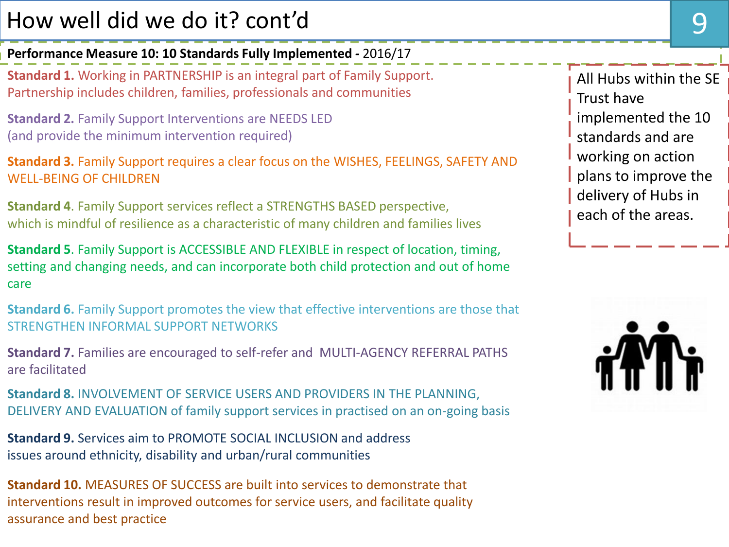# How well did we do it? cont'd

**Performance Measure 10: 10 Standards Fully Implemented -** 2016/17

**Standard 1.** Working in PARTNERSHIP is an integral part of Family Support. Partnership includes children, families, professionals and communities

**Standard 2.** Family Support Interventions are NEEDS LED (and provide the minimum intervention required)

**Standard 3.** Family Support requires a clear focus on the WISHES, FEELINGS, SAFETY AND WELL-BEING OF CHILDREN

**Standard 4**. Family Support services reflect a STRENGTHS BASED perspective, which is mindful of resilience as a characteristic of many children and families lives

**Standard 5**. Family Support is ACCESSIBLE AND FLEXIBLE in respect of location, timing, setting and changing needs, and can incorporate both child protection and out of home care

**Standard 6.** Family Support promotes the view that effective interventions are those that STRENGTHEN INFORMAL SUPPORT NETWORKS

**Standard 7.** Families are encouraged to self-refer and MULTI-AGENCY REFERRAL PATHS are facilitated

**Standard 8.** INVOLVEMENT OF SERVICE USERS AND PROVIDERS IN THE PLANNING, DELIVERY AND EVALUATION of family support services in practised on an on-going basis

**Standard 9.** Services aim to PROMOTE SOCIAL INCLUSION and address issues around ethnicity, disability and urban/rural communities

**Standard 10.** MEASURES OF SUCCESS are built into services to demonstrate that interventions result in improved outcomes for service users, and facilitate quality assurance and best practice

All Hubs within the SE Trust have implemented the 10 standards and are working on action plans to improve the delivery of Hubs in each of the areas.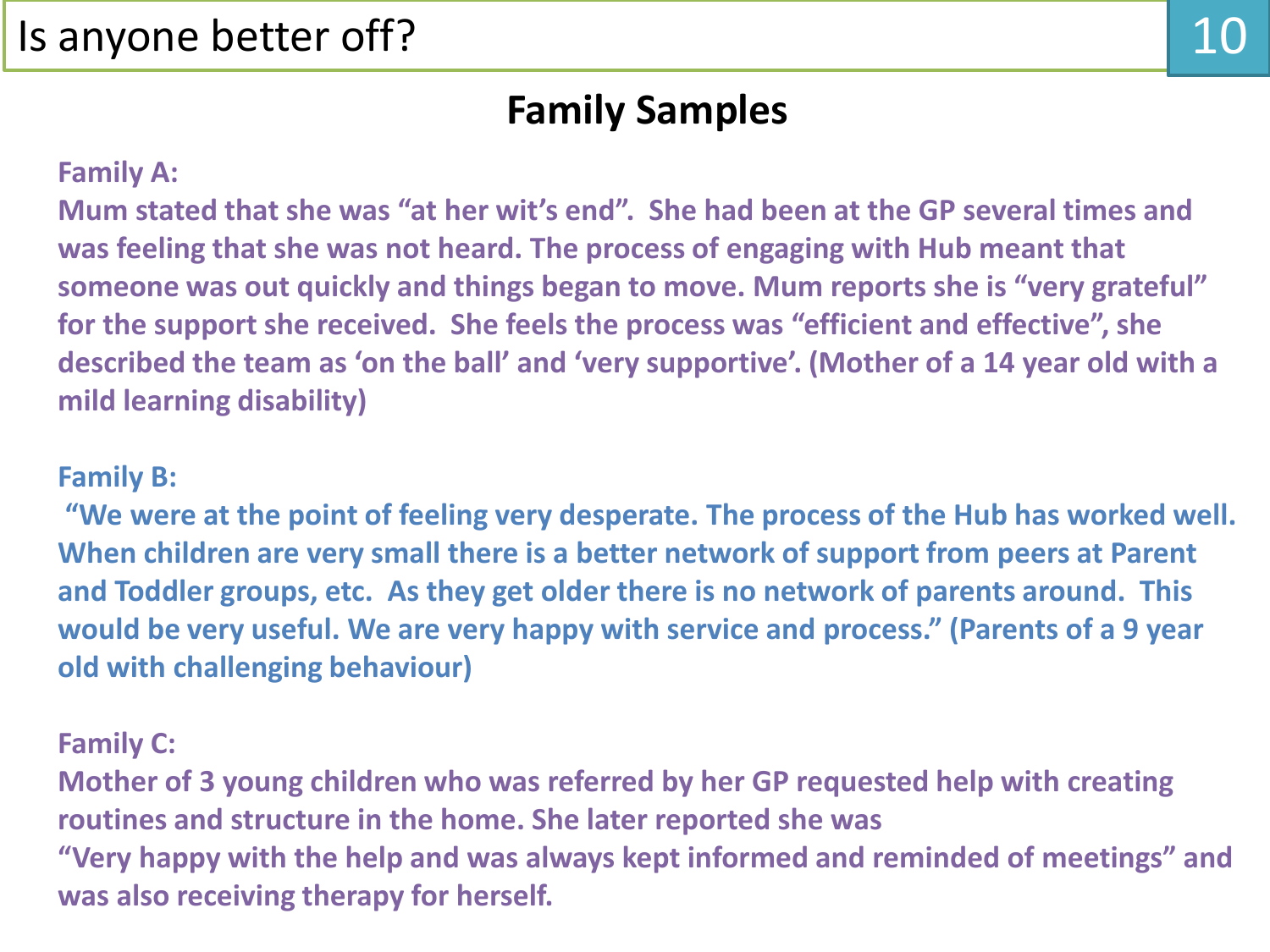# Is anyone better off?

## Family Samples

**Family A:**

**Mum stated that she was "at her wit's end". She had been at the GP several times and was feeling that she was not heard. The process of engaging with Hub meant that someone was out quickly and things began to move. Mum reports she is "very grateful" for the support she received. She feels the process was "efficient and effective", she described the team as 'on the ball' and 'very supportive'. (Mother of a 14 year old with a mild learning disability)**

**Family B:**

**"We were at the point of feeling very desperate. The process of the Hub has worked well. When children are very small there is a better network of support from peers at Parent and Toddler groups, etc. As they get older there is no network of parents around. This would be very useful. We are very happy with service and process." (Parents of a 9 year old with challenging behaviour)**

**Family C:**

**Mother of 3 young children who was referred by her GP requested help with creating routines and structure in the home. She later reported she was "Very happy with the help and was always kept informed and reminded of meetings" and was also receiving therapy for herself.**